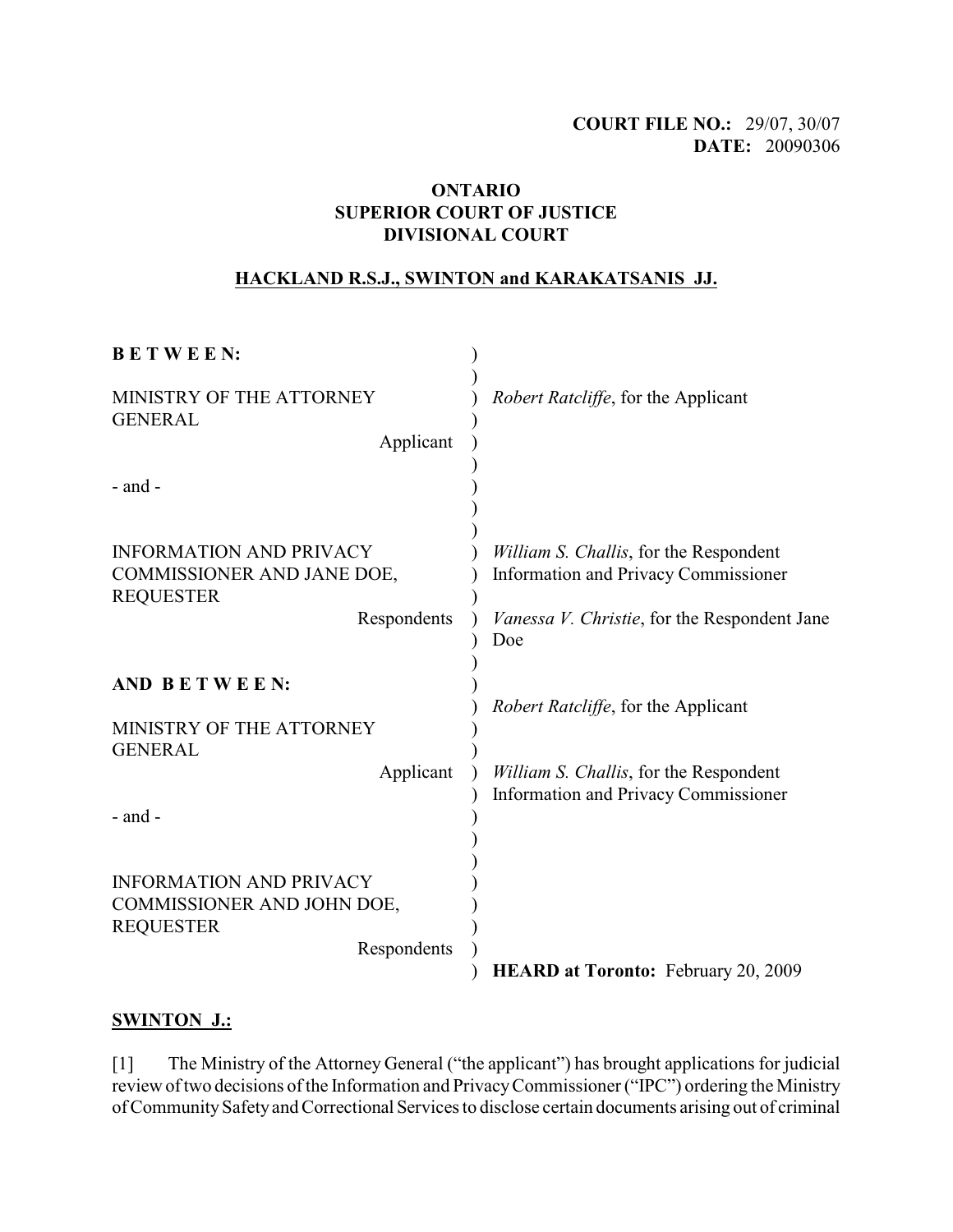**COURT FILE NO.:** 29/07, 30/07
**DATE:** 20090306

**ONTARIO**
**SUPERIOR COURT OF JUSTICE**
**DIVISIONAL COURT**

**HACKLAND R.S.J., SWINTON and KARAKATSANIS JJ.**

| | |
|---|---|
| **B E T W E E N:** | |
| MINISTRY OF THE ATTORNEY GENERAL<br>Applicant | *Robert Ratcliffe*, for the Applicant |
| - and - | |
| INFORMATION AND PRIVACY COMMISSIONER AND JANE DOE, REQUESTER<br>Respondents | *William S. Challis*, for the Respondent Information and Privacy Commissioner<br><br>*Vanessa V. Christie*, for the Respondent Jane Doe |
| **AND B E T W E E N:** | |
| MINISTRY OF THE ATTORNEY GENERAL<br>Applicant | *Robert Ratcliffe*, for the Applicant<br><br>*William S. Challis*, for the Respondent Information and Privacy Commissioner |
| - and - | |
| INFORMATION AND PRIVACY COMMISSIONER AND JOHN DOE, REQUESTER<br>Respondents | |
| | **HEARD at Toronto:** February 20, 2009 |

**SWINTON J.:**

[1] The Ministry of the Attorney General ("the applicant") has brought applications for judicial review of two decisions of the Information and Privacy Commissioner ("IPC") ordering the Ministry of Community Safety and Correctional Services to disclose certain documents arising out of criminal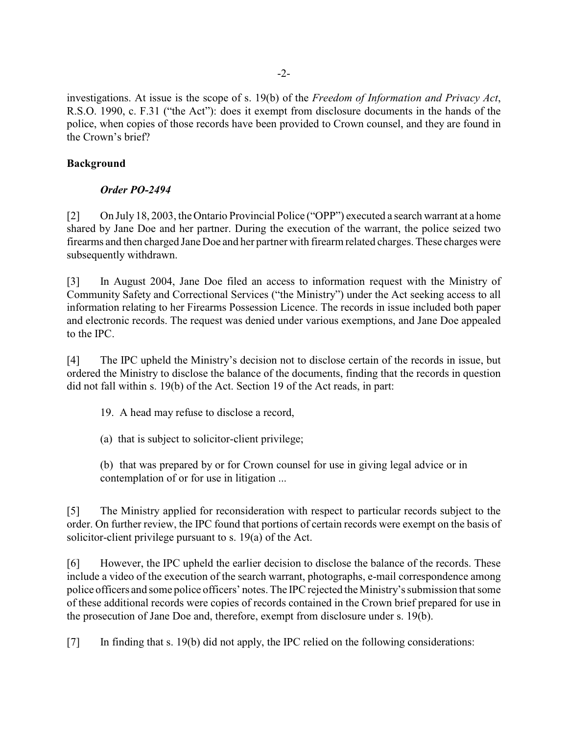investigations. At issue is the scope of s. 19(b) of the *Freedom of Information and Privacy Act*, R.S.O. 1990, c. F.31 ("the Act"): does it exempt from disclosure documents in the hands of the police, when copies of those records have been provided to Crown counsel, and they are found in the Crown's brief?

**Background**

***Order PO-2494***

[2] On July 18, 2003, the Ontario Provincial Police ("OPP") executed a search warrant at a home shared by Jane Doe and her partner. During the execution of the warrant, the police seized two firearms and then charged Jane Doe and her partner with firearm related charges. These charges were subsequently withdrawn.

[3] In August 2004, Jane Doe filed an access to information request with the Ministry of Community Safety and Correctional Services ("the Ministry") under the Act seeking access to all information relating to her Firearms Possession Licence. The records in issue included both paper and electronic records. The request was denied under various exemptions, and Jane Doe appealed to the IPC.

[4] The IPC upheld the Ministry's decision not to disclose certain of the records in issue, but ordered the Ministry to disclose the balance of the documents, finding that the records in question did not fall within s. 19(b) of the Act. Section 19 of the Act reads, in part:

> 19. A head may refuse to disclose a record,
>
> (a) that is subject to solicitor-client privilege;
>
> (b) that was prepared by or for Crown counsel for use in giving legal advice or in contemplation of or for use in litigation ...

[5] The Ministry applied for reconsideration with respect to particular records subject to the order. On further review, the IPC found that portions of certain records were exempt on the basis of solicitor-client privilege pursuant to s. 19(a) of the Act.

[6] However, the IPC upheld the earlier decision to disclose the balance of the records. These include a video of the execution of the search warrant, photographs, e-mail correspondence among police officers and some police officers' notes. The IPC rejected the Ministry's submission that some of these additional records were copies of records contained in the Crown brief prepared for use in the prosecution of Jane Doe and, therefore, exempt from disclosure under s. 19(b).

[7] In finding that s. 19(b) did not apply, the IPC relied on the following considerations: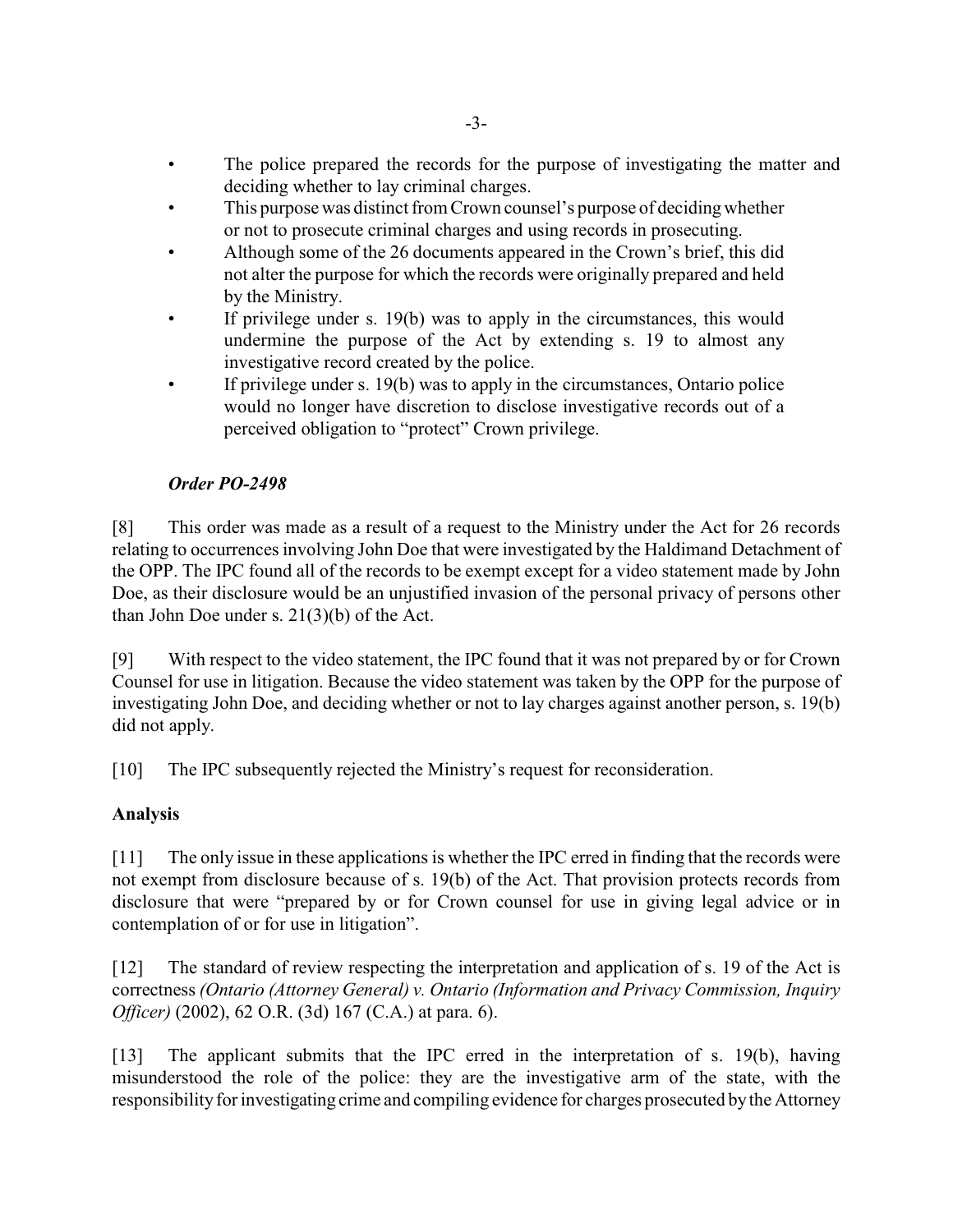- The police prepared the records for the purpose of investigating the matter and deciding whether to lay criminal charges.
- This purpose was distinct from Crown counsel's purpose of deciding whether or not to prosecute criminal charges and using records in prosecuting.
- Although some of the 26 documents appeared in the Crown's brief, this did not alter the purpose for which the records were originally prepared and held by the Ministry.
- If privilege under s. 19(b) was to apply in the circumstances, this would undermine the purpose of the Act by extending s. 19 to almost any investigative record created by the police.
- If privilege under s. 19(b) was to apply in the circumstances, Ontario police would no longer have discretion to disclose investigative records out of a perceived obligation to "protect" Crown privilege.

***Order PO-2498***

[8] This order was made as a result of a request to the Ministry under the Act for 26 records relating to occurrences involving John Doe that were investigated by the Haldimand Detachment of the OPP. The IPC found all of the records to be exempt except for a video statement made by John Doe, as their disclosure would be an unjustified invasion of the personal privacy of persons other than John Doe under s. 21(3)(b) of the Act.

[9] With respect to the video statement, the IPC found that it was not prepared by or for Crown Counsel for use in litigation. Because the video statement was taken by the OPP for the purpose of investigating John Doe, and deciding whether or not to lay charges against another person, s. 19(b) did not apply.

[10] The IPC subsequently rejected the Ministry's request for reconsideration.

**Analysis**

[11] The only issue in these applications is whether the IPC erred in finding that the records were not exempt from disclosure because of s. 19(b) of the Act. That provision protects records from disclosure that were "prepared by or for Crown counsel for use in giving legal advice or in contemplation of or for use in litigation".

[12] The standard of review respecting the interpretation and application of s. 19 of the Act is correctness *(Ontario (Attorney General) v. Ontario (Information and Privacy Commission, Inquiry Officer)* (2002), 62 O.R. (3d) 167 (C.A.) at para. 6).

[13] The applicant submits that the IPC erred in the interpretation of s. 19(b), having misunderstood the role of the police: they are the investigative arm of the state, with the responsibility for investigating crime and compiling evidence for charges prosecuted by the Attorney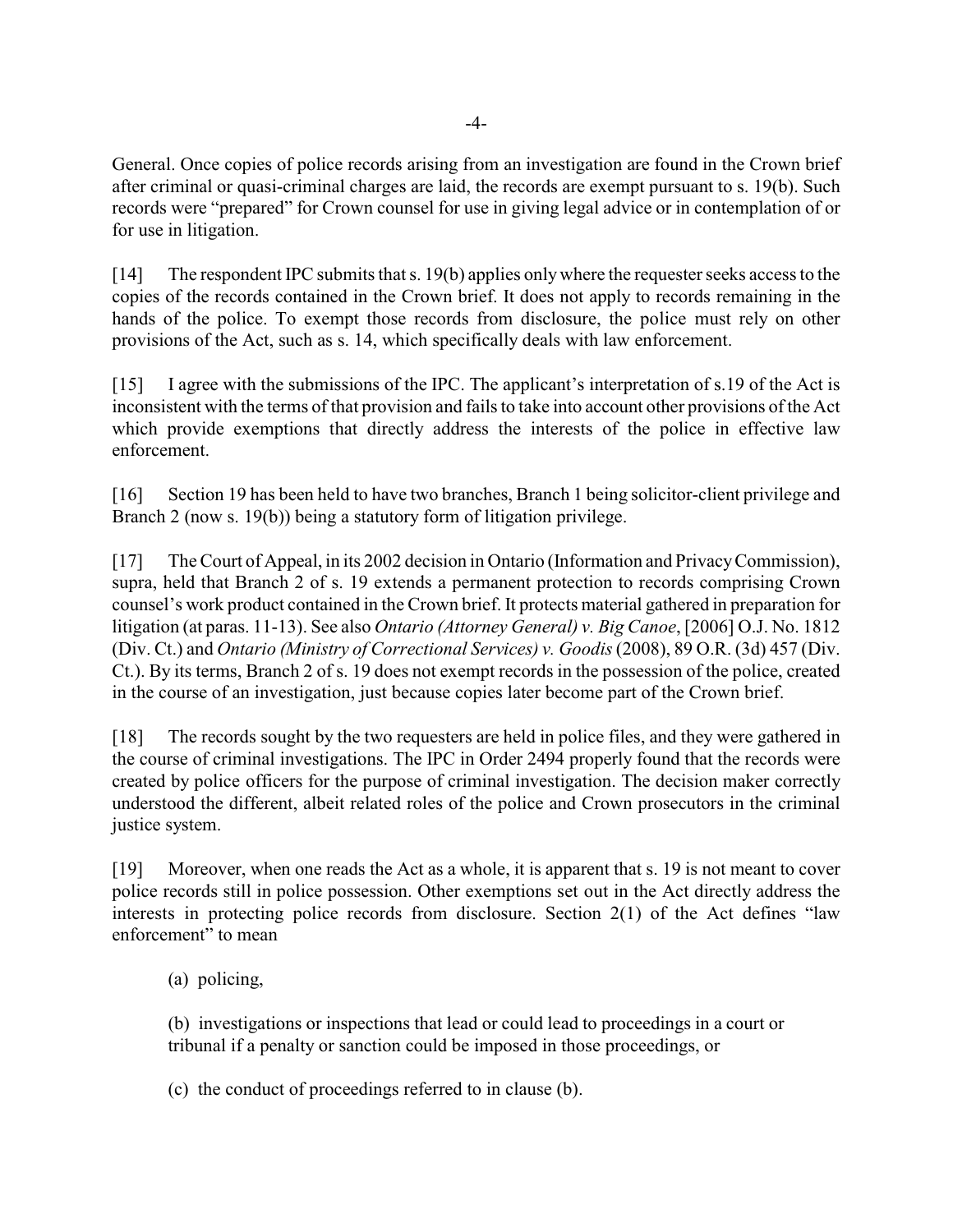General. Once copies of police records arising from an investigation are found in the Crown brief after criminal or quasi-criminal charges are laid, the records are exempt pursuant to s. 19(b). Such records were "prepared" for Crown counsel for use in giving legal advice or in contemplation of or for use in litigation.

[14] The respondent IPC submits that s. 19(b) applies only where the requester seeks access to the copies of the records contained in the Crown brief. It does not apply to records remaining in the hands of the police. To exempt those records from disclosure, the police must rely on other provisions of the Act, such as s. 14, which specifically deals with law enforcement.

[15] I agree with the submissions of the IPC. The applicant's interpretation of s.19 of the Act is inconsistent with the terms of that provision and fails to take into account other provisions of the Act which provide exemptions that directly address the interests of the police in effective law enforcement.

[16] Section 19 has been held to have two branches, Branch 1 being solicitor-client privilege and Branch 2 (now s. 19(b)) being a statutory form of litigation privilege.

[17] The Court of Appeal, in its 2002 decision in Ontario (Information and Privacy Commission), supra, held that Branch 2 of s. 19 extends a permanent protection to records comprising Crown counsel's work product contained in the Crown brief. It protects material gathered in preparation for litigation (at paras. 11-13). See also *Ontario (Attorney General) v. Big Canoe*, [2006] O.J. No. 1812 (Div. Ct.) and *Ontario (Ministry of Correctional Services) v. Goodis* (2008), 89 O.R. (3d) 457 (Div. Ct.). By its terms, Branch 2 of s. 19 does not exempt records in the possession of the police, created in the course of an investigation, just because copies later become part of the Crown brief.

[18] The records sought by the two requesters are held in police files, and they were gathered in the course of criminal investigations. The IPC in Order 2494 properly found that the records were created by police officers for the purpose of criminal investigation. The decision maker correctly understood the different, albeit related roles of the police and Crown prosecutors in the criminal justice system.

[19] Moreover, when one reads the Act as a whole, it is apparent that s. 19 is not meant to cover police records still in police possession. Other exemptions set out in the Act directly address the interests in protecting police records from disclosure. Section 2(1) of the Act defines "law enforcement" to mean

> (a) policing,
>
> (b) investigations or inspections that lead or could lead to proceedings in a court or tribunal if a penalty or sanction could be imposed in those proceedings, or
>
> (c) the conduct of proceedings referred to in clause (b).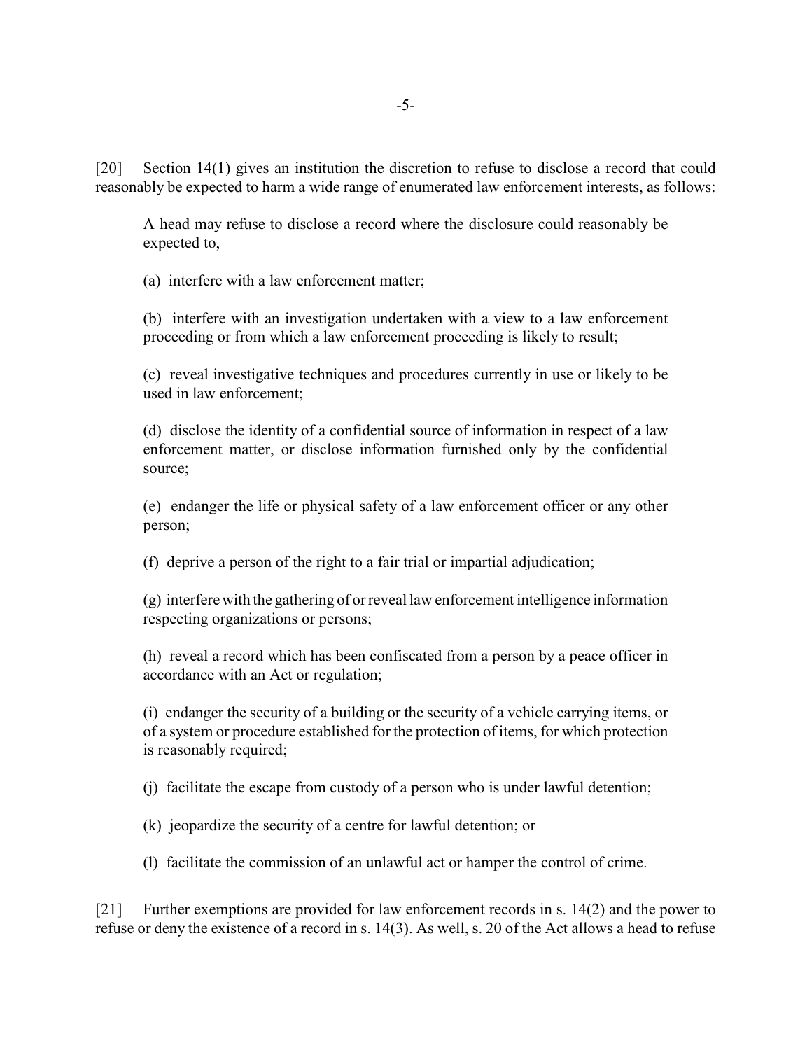[20] Section 14(1) gives an institution the discretion to refuse to disclose a record that could reasonably be expected to harm a wide range of enumerated law enforcement interests, as follows:

> A head may refuse to disclose a record where the disclosure could reasonably be expected to,
>
> (a) interfere with a law enforcement matter;
>
> (b) interfere with an investigation undertaken with a view to a law enforcement proceeding or from which a law enforcement proceeding is likely to result;
>
> (c) reveal investigative techniques and procedures currently in use or likely to be used in law enforcement;
>
> (d) disclose the identity of a confidential source of information in respect of a law enforcement matter, or disclose information furnished only by the confidential source;
>
> (e) endanger the life or physical safety of a law enforcement officer or any other person;
>
> (f) deprive a person of the right to a fair trial or impartial adjudication;
>
> (g) interfere with the gathering of or reveal law enforcement intelligence information respecting organizations or persons;
>
> (h) reveal a record which has been confiscated from a person by a peace officer in accordance with an Act or regulation;
>
> (i) endanger the security of a building or the security of a vehicle carrying items, or of a system or procedure established for the protection of items, for which protection is reasonably required;
>
> (j) facilitate the escape from custody of a person who is under lawful detention;
>
> (k) jeopardize the security of a centre for lawful detention; or
>
> (l) facilitate the commission of an unlawful act or hamper the control of crime.

[21] Further exemptions are provided for law enforcement records in s. 14(2) and the power to refuse or deny the existence of a record in s. 14(3). As well, s. 20 of the Act allows a head to refuse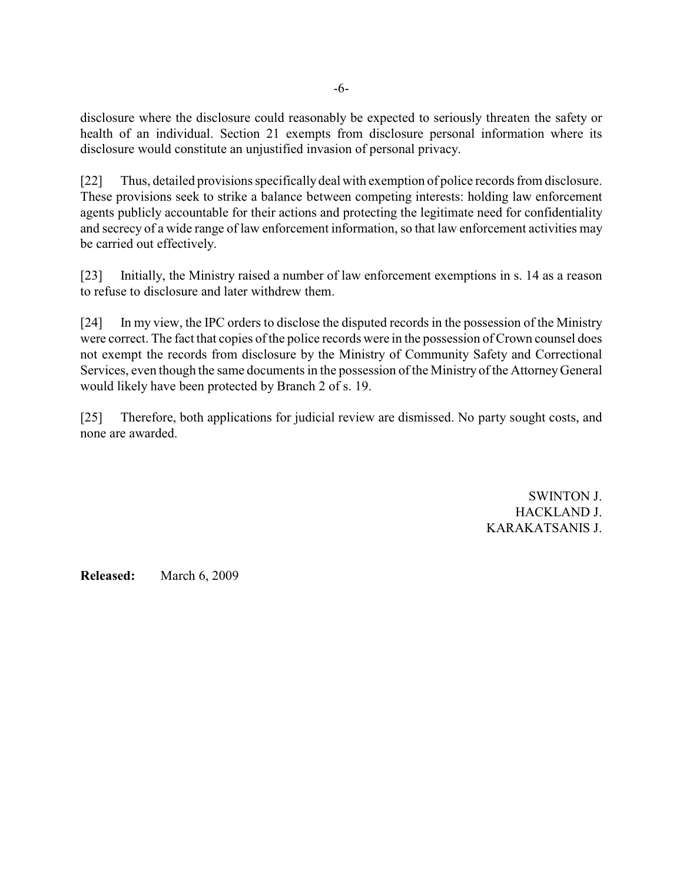disclosure where the disclosure could reasonably be expected to seriously threaten the safety or health of an individual. Section 21 exempts from disclosure personal information where its disclosure would constitute an unjustified invasion of personal privacy.

[22] Thus, detailed provisions specifically deal with exemption of police records from disclosure. These provisions seek to strike a balance between competing interests: holding law enforcement agents publicly accountable for their actions and protecting the legitimate need for confidentiality and secrecy of a wide range of law enforcement information, so that law enforcement activities may be carried out effectively.

[23] Initially, the Ministry raised a number of law enforcement exemptions in s. 14 as a reason to refuse to disclosure and later withdrew them.

[24] In my view, the IPC orders to disclose the disputed records in the possession of the Ministry were correct. The fact that copies of the police records were in the possession of Crown counsel does not exempt the records from disclosure by the Ministry of Community Safety and Correctional Services, even though the same documents in the possession of the Ministry of the Attorney General would likely have been protected by Branch 2 of s. 19.

[25] Therefore, both applications for judicial review are dismissed. No party sought costs, and none are awarded.

SWINTON J.
HACKLAND J.
KARAKATSANIS J.

**Released:** March 6, 2009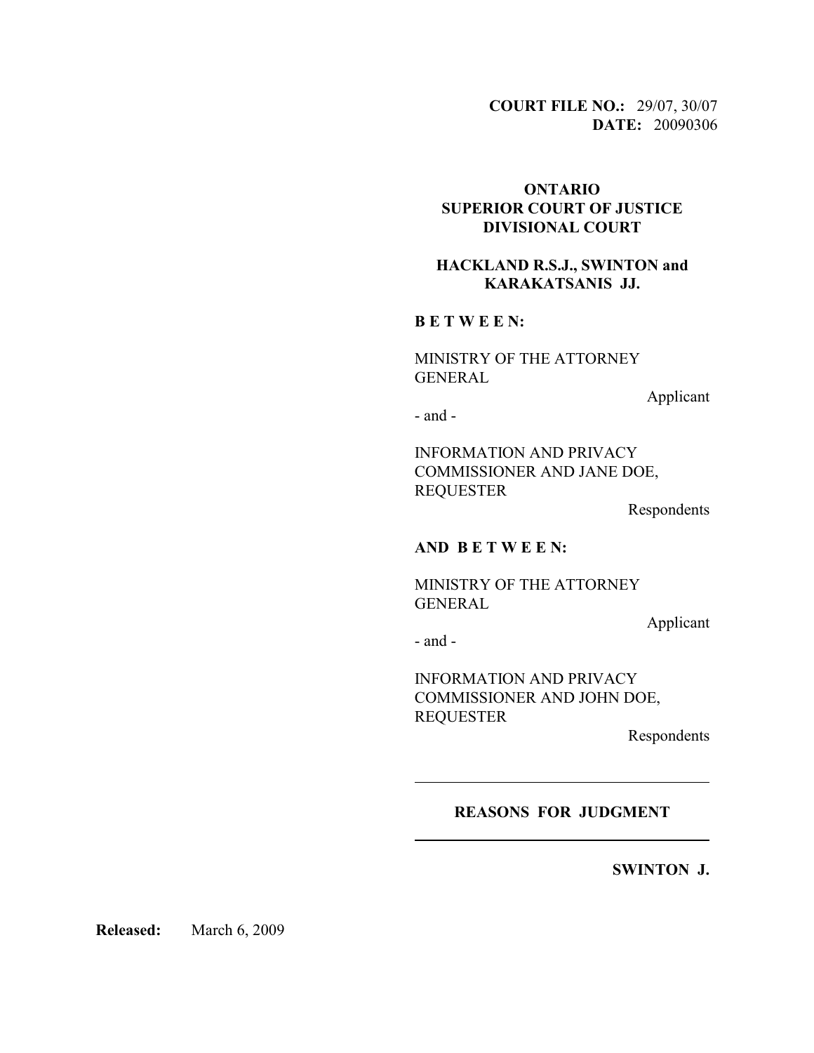**COURT FILE NO.:** 29/07, 30/07
**DATE:** 20090306

**ONTARIO**
**SUPERIOR COURT OF JUSTICE**
**DIVISIONAL COURT**

**HACKLAND R.S.J., SWINTON and KARAKATSANIS JJ.**

**B E T W E E N:**

MINISTRY OF THE ATTORNEY GENERAL

Applicant

\- and -

INFORMATION AND PRIVACY COMMISSIONER AND JANE DOE, REQUESTER

Respondents

**AND B E T W E E N:**

MINISTRY OF THE ATTORNEY GENERAL

Applicant

\- and -

INFORMATION AND PRIVACY COMMISSIONER AND JOHN DOE, REQUESTER

Respondents

---

**REASONS FOR JUDGMENT**

---

**SWINTON J.**

**Released:** March 6, 2009